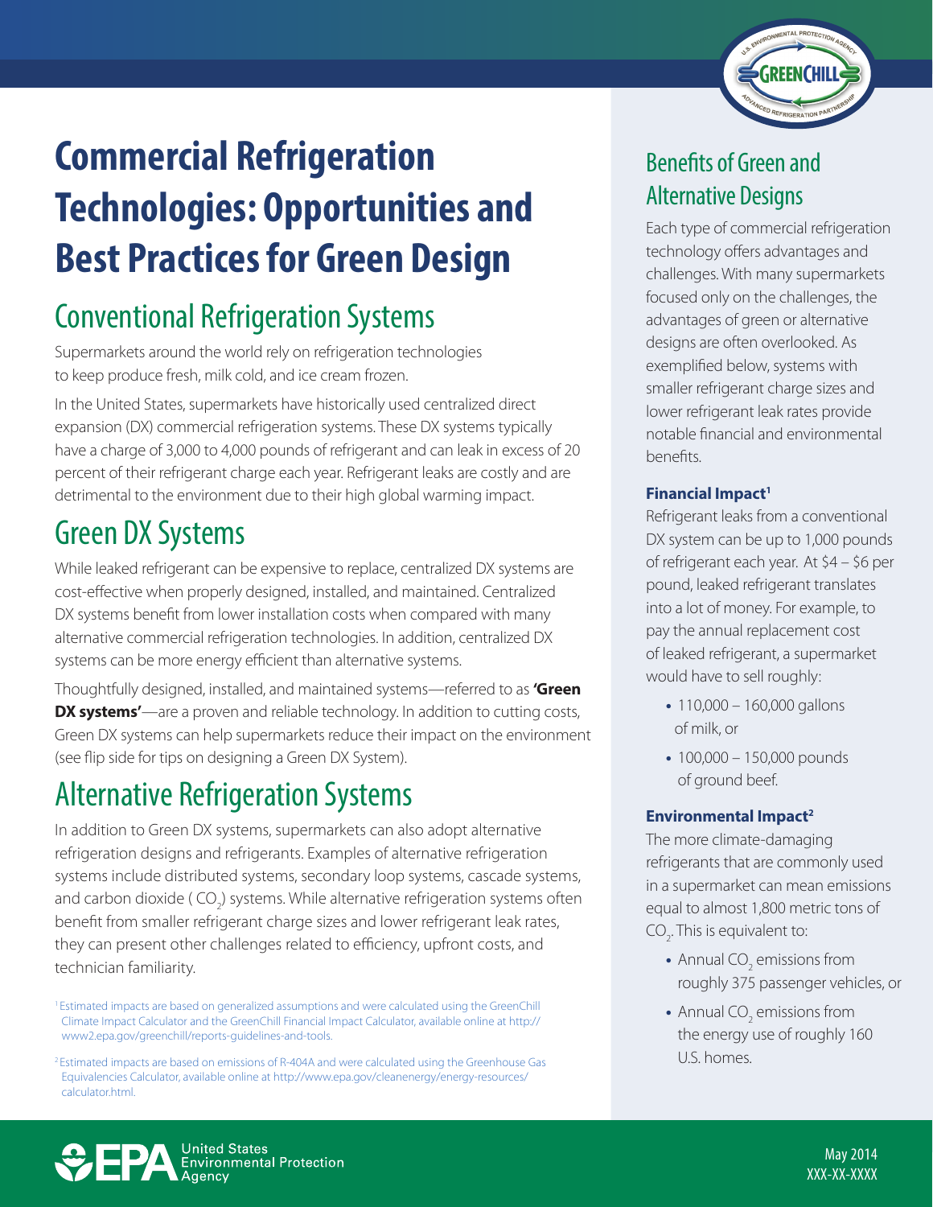# Commercial Refrigeration Technologies: Opportunities and Best Practices for Green Design

## Conventional Refrigeration Systems

Supermarkets around the world rely on refrigeration technologies to keep produce fresh, milk cold, and ice cream frozen.

In the United States, supermarkets have historically used centralized direct expansion (DX) commercial refrigeration systems. These DX systems typically have a charge of 3,000 to 4,000 pounds of refrigerant and can leak in excess of 20 percent of their refrigerant charge each year. Refrigerant leaks are costly and are detrimental to the environment due to their high global warming impact.

## Green DX Systems

While leaked refrigerant can be expensive to replace, centralized DX systems are cost-effective when properly designed, installed, and maintained. Centralized DX systems benefit from lower installation costs when compared with many alternative commercial refrigeration technologies. In addition, centralized DX systems can be more energy efficient than alternative systems.

Thoughtfully designed, installed, and maintained systems—referred to as **'Green DX systems'**—are a proven and reliable technology. In addition to cutting costs, Green DX systems can help supermarkets reduce their impact on the environment (see flip side for tips on designing a Green DX System).

## Alternative Refrigeration Systems

In addition to Green DX systems, supermarkets can also adopt alternative refrigeration designs and refrigerants. Examples of alternative refrigeration systems include distributed systems, secondary loop systems, cascade systems, and carbon dioxide ( $CO_2$) systems. While alternative refrigeration systems often benefit from smaller refrigerant charge sizes and lower refrigerant leak rates, they can present other challenges related to efficiency, upfront costs, and technician familiarity.

[1] Estimated impacts are based on generalized assumptions and were calculated using the GreenChill Climate Impact Calculator and the GreenChill Financial Impact Calculator, available online at http://www2.epa.gov/greenchill/reports-guidelines-and-tools.

[2] Estimated impacts are based on emissions of R-404A and were calculated using the Greenhouse Gas Equivalencies Calculator, available online at http://www.epa.gov/cleanenergy/energy-resources/calculator.html.

## Benefits of Green and Alternative Designs

Each type of commercial refrigeration technology offers advantages and challenges. With many supermarkets focused only on the challenges, the advantages of green or alternative designs are often overlooked. As exemplified below, systems with smaller refrigerant charge sizes and lower refrigerant leak rates provide notable financial and environmental benefits.

### Financial Impact[1]

Refrigerant leaks from a conventional DX system can be up to 1,000 pounds of refrigerant each year. At $4 – $6 per pound, leaked refrigerant translates into a lot of money. For example, to pay the annual replacement cost of leaked refrigerant, a supermarket would have to sell roughly:

- 110,000 – 160,000 gallons of milk, or
- 100,000 – 150,000 pounds of ground beef.

### Environmental Impact[2]

The more climate-damaging refrigerants that are commonly used in a supermarket can mean emissions equal to almost 1,800 metric tons of $CO_2$. This is equivalent to:

- Annual $CO_2$ emissions from roughly 375 passenger vehicles, or
- Annual $CO_2$ emissions from the energy use of roughly 160 U.S. homes.

United States Environmental Protection Agency

May 2014
XXX-XX-XXXX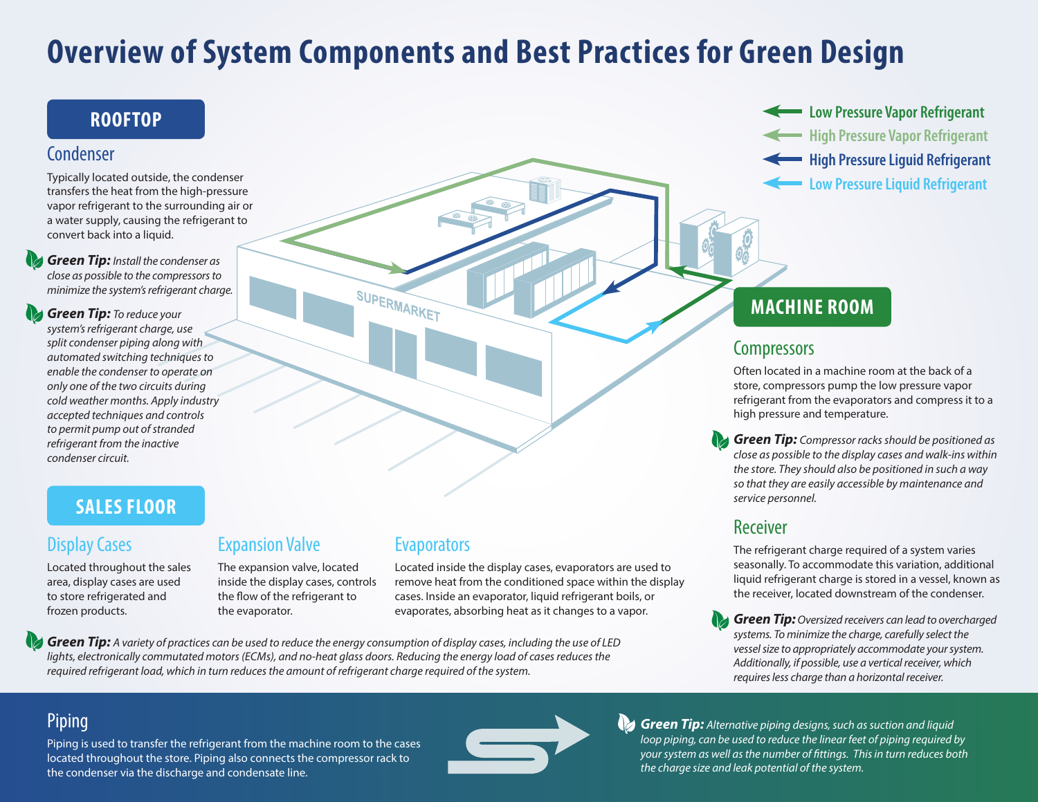# Overview of System Components and Best Practices for Green Design

Low Pressure Vapor Refrigerant

High Pressure Vapor Refrigerant

High Pressure Liquid Refrigerant

Low Pressure Liquid Refrigerant

SUPERMARKET

## ROOFTOP

### Condenser

Typically located outside, the condenser transfers the heat from the high-pressure vapor refrigerant to the surrounding air or a water supply, causing the refrigerant to convert back into a liquid.

***Green Tip:*** *Install the condenser as close as possible to the compressors to minimize the system's refrigerant charge.*

***Green Tip:*** *To reduce your system's refrigerant charge, use split condenser piping along with automated switching techniques to enable the condenser to operate on only one of the two circuits during cold weather months. Apply industry accepted techniques and controls to permit pump out of stranded refrigerant from the inactive condenser circuit.*

## SALES FLOOR

### Display Cases

Located throughout the sales area, display cases are used to store refrigerated and frozen products.

### Expansion Valve

The expansion valve, located inside the display cases, controls the flow of the refrigerant to the evaporator.

### Evaporators

Located inside the display cases, evaporators are used to remove heat from the conditioned space within the display cases. Inside an evaporator, liquid refrigerant boils, or evaporates, absorbing heat as it changes to a vapor.

***Green Tip:*** *A variety of practices can be used to reduce the energy consumption of display cases, including the use of LED lights, electronically commutated motors (ECMs), and no-heat glass doors. Reducing the energy load of cases reduces the required refrigerant load, which in turn reduces the amount of refrigerant charge required of the system.*

## MACHINE ROOM

### Compressors

Often located in a machine room at the back of a store, compressors pump the low pressure vapor refrigerant from the evaporators and compress it to a high pressure and temperature.

***Green Tip:*** *Compressor racks should be positioned as close as possible to the display cases and walk-ins within the store. They should also be positioned in such a way so that they are easily accessible by maintenance and service personnel.*

### Receiver

The refrigerant charge required of a system varies seasonally. To accommodate this variation, additional liquid refrigerant charge is stored in a vessel, known as the receiver, located downstream of the condenser.

***Green Tip:*** *Oversized receivers can lead to overcharged systems. To minimize the charge, carefully select the vessel size to appropriately accommodate your system. Additionally, if possible, use a vertical receiver, which requires less charge than a horizontal receiver.*

## Piping

Piping is used to transfer the refrigerant from the machine room to the cases located throughout the store. Piping also connects the compressor rack to the condenser via the discharge and condensate line.

***Green Tip:*** *Alternative piping designs, such as suction and liquid loop piping, can be used to reduce the linear feet of piping required by your system as well as the number of fittings. This in turn reduces both the charge size and leak potential of the system.*